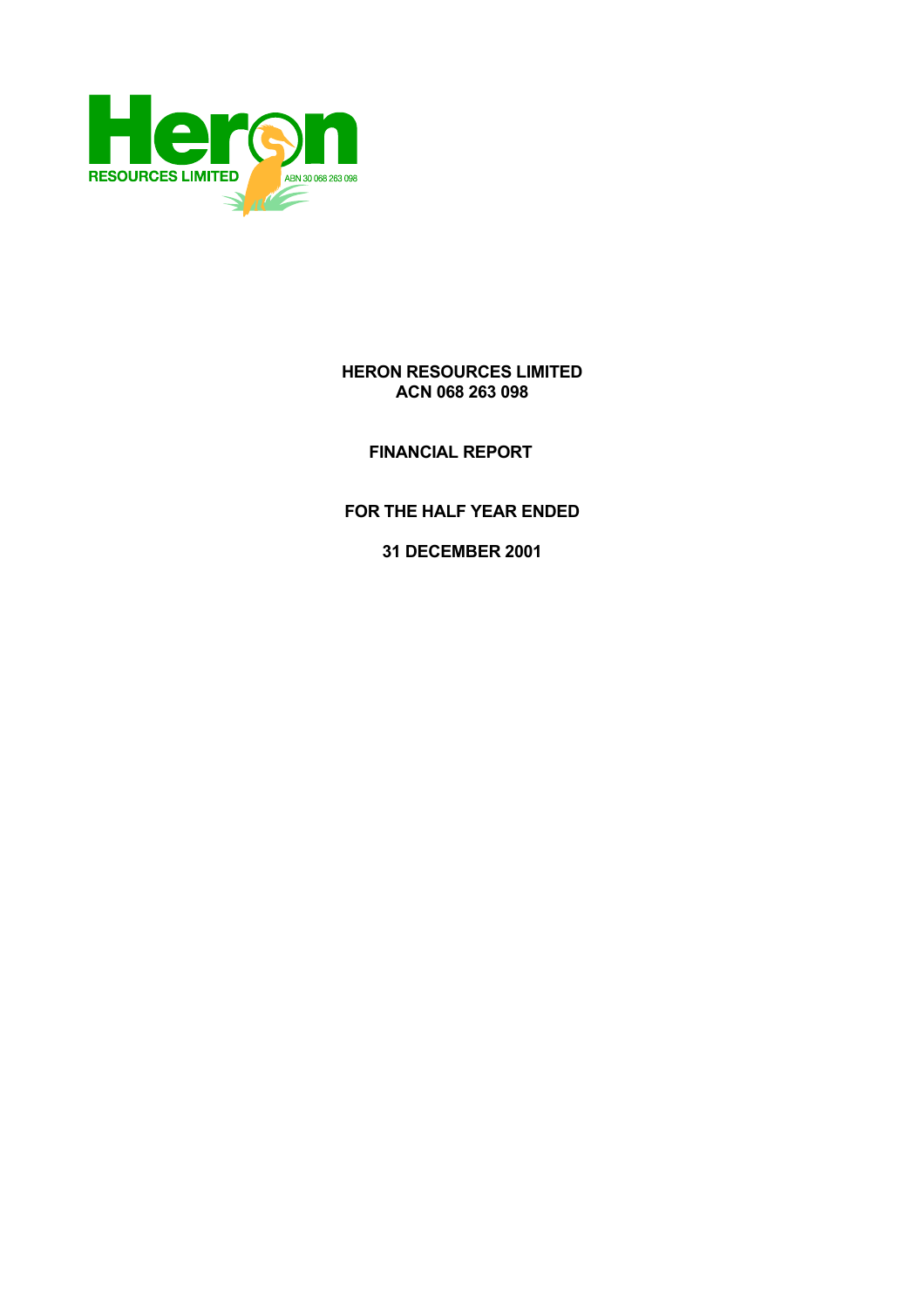Heron

RESOURCES LIMITED

ABN 30 068 263 098

**HERON RESOURCES LIMITED**
**ACN 068 263 098**

**FINANCIAL REPORT**

**FOR THE HALF YEAR ENDED**

**31 DECEMBER 2001**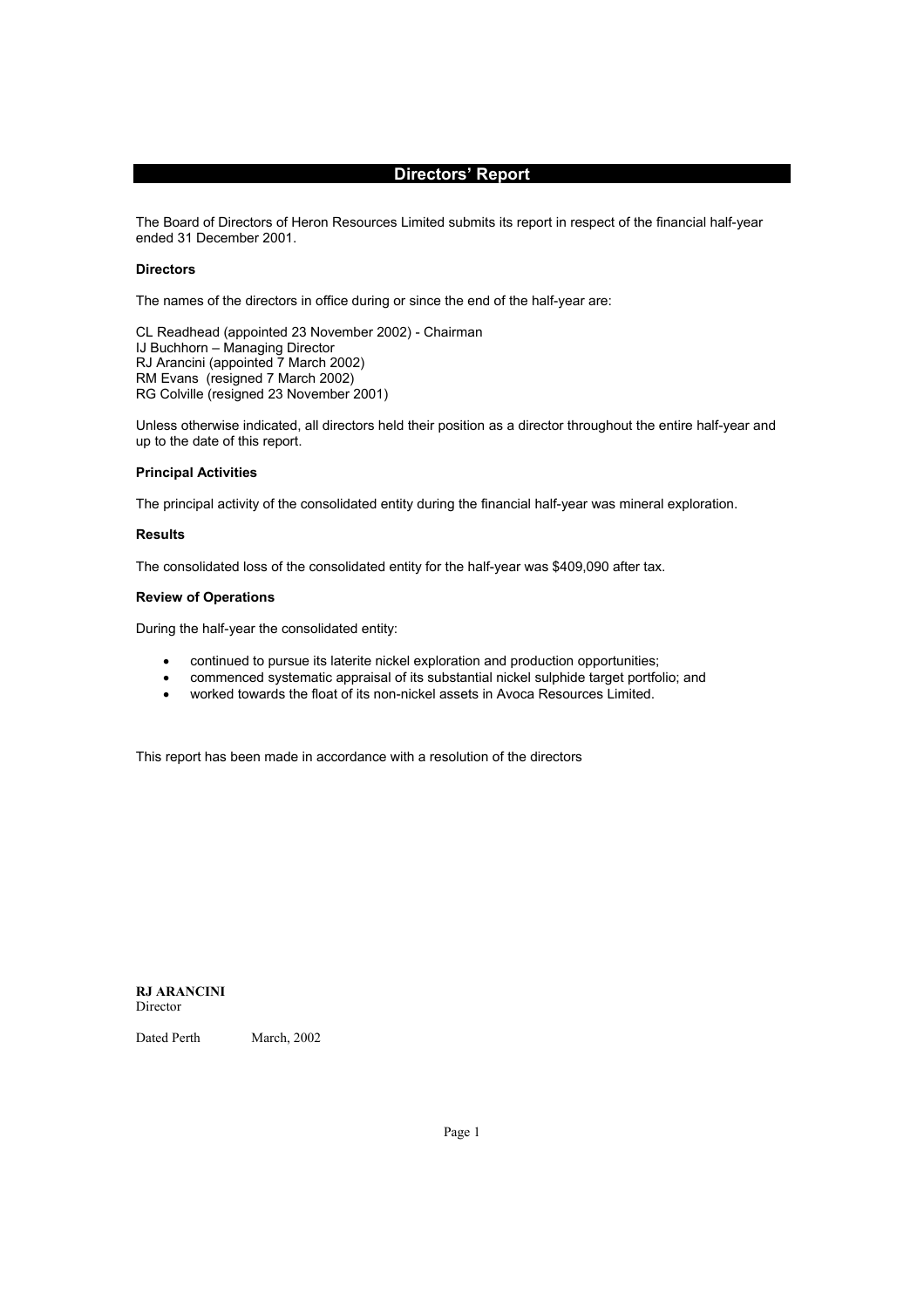## Directors' Report

The Board of Directors of Heron Resources Limited submits its report in respect of the financial half-year ended 31 December 2001.

**Directors**

The names of the directors in office during or since the end of the half-year are:

CL Readhead (appointed 23 November 2002) - Chairman
IJ Buchhorn – Managing Director
RJ Arancini (appointed 7 March 2002)
RM Evans (resigned 7 March 2002)
RG Colville (resigned 23 November 2001)

Unless otherwise indicated, all directors held their position as a director throughout the entire half-year and up to the date of this report.

**Principal Activities**

The principal activity of the consolidated entity during the financial half-year was mineral exploration.

**Results**

The consolidated loss of the consolidated entity for the half-year was $409,090 after tax.

**Review of Operations**

During the half-year the consolidated entity:

- continued to pursue its laterite nickel exploration and production opportunities;
- commenced systematic appraisal of its substantial nickel sulphide target portfolio; and
- worked towards the float of its non-nickel assets in Avoca Resources Limited.

This report has been made in accordance with a resolution of the directors

**RJ ARANCINI**
Director

Dated Perth March, 2002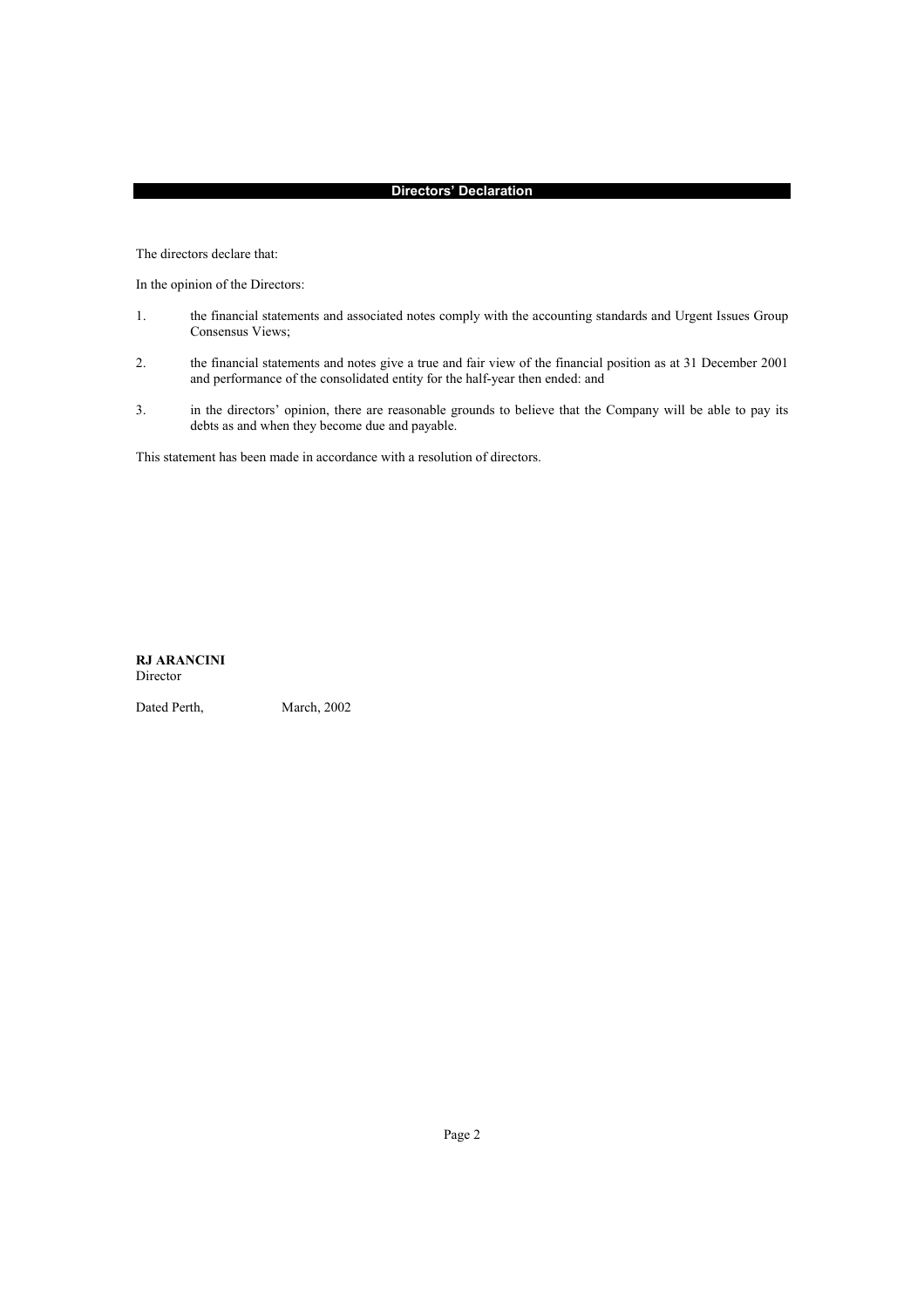## Directors' Declaration

The directors declare that:

In the opinion of the Directors:

1. the financial statements and associated notes comply with the accounting standards and Urgent Issues Group Consensus Views;

2. the financial statements and notes give a true and fair view of the financial position as at 31 December 2001 and performance of the consolidated entity for the half-year then ended: and

3. in the directors' opinion, there are reasonable grounds to believe that the Company will be able to pay its debts as and when they become due and payable.

This statement has been made in accordance with a resolution of directors.

**RJ ARANCINI**
Director

Dated Perth, March, 2002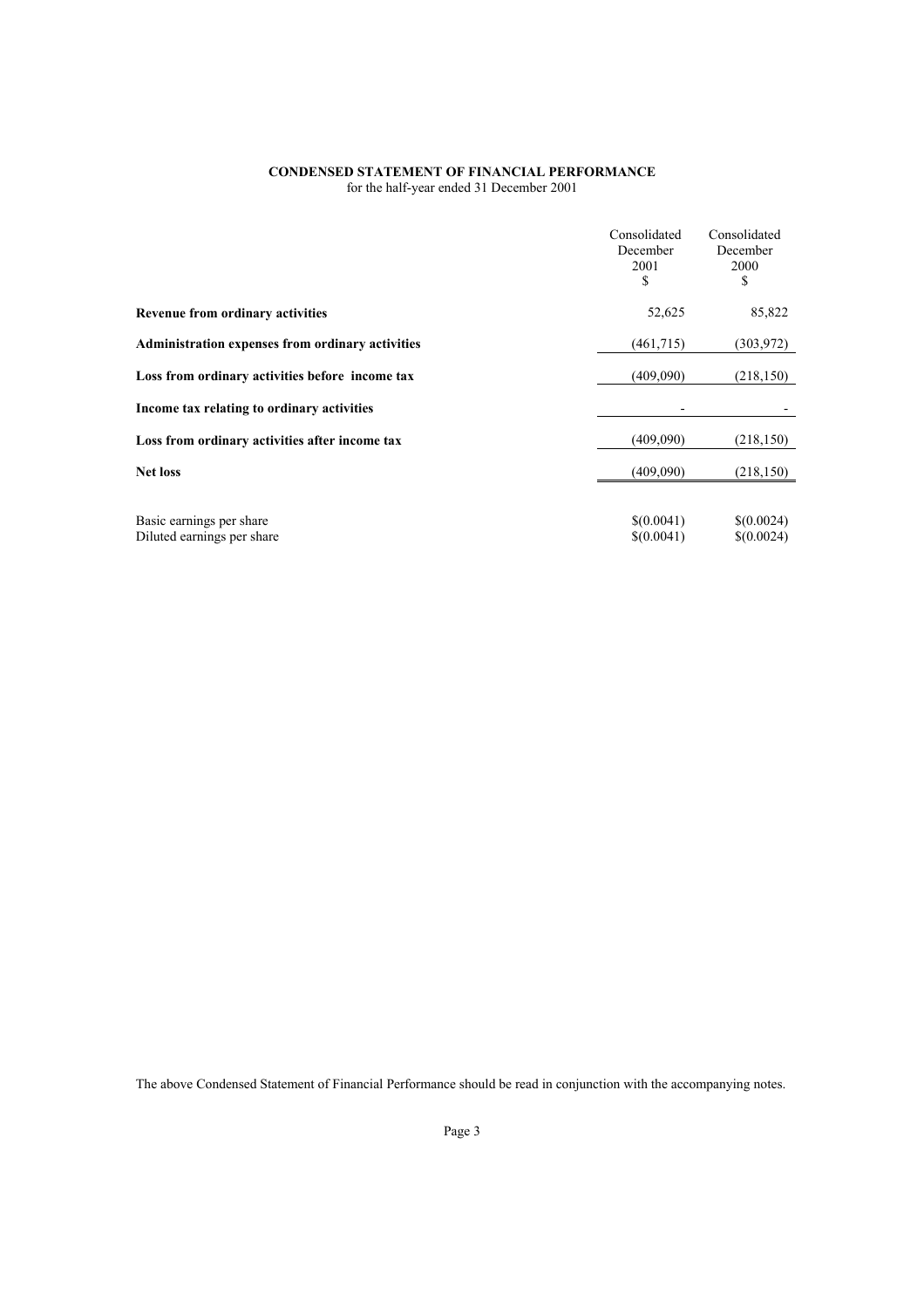**CONDENSED STATEMENT OF FINANCIAL PERFORMANCE**
for the half-year ended 31 December 2001

| | Consolidated December 2001 $ | Consolidated December 2000 $ |
|---|---|---|
| **Revenue from ordinary activities** | 52,625 | 85,822 |
| **Administration expenses from ordinary activities** | (461,715) | (303,972) |
| **Loss from ordinary activities before income tax** | (409,090) | (218,150) |
| **Income tax relating to ordinary activities** | - | - |
| **Loss from ordinary activities after income tax** | (409,090) | (218,150) |
| **Net loss** | (409,090) | (218,150) |
| Basic earnings per share | $(0.0041) | $(0.0024) |
| Diluted earnings per share | $(0.0041) | $(0.0024) |

The above Condensed Statement of Financial Performance should be read in conjunction with the accompanying notes.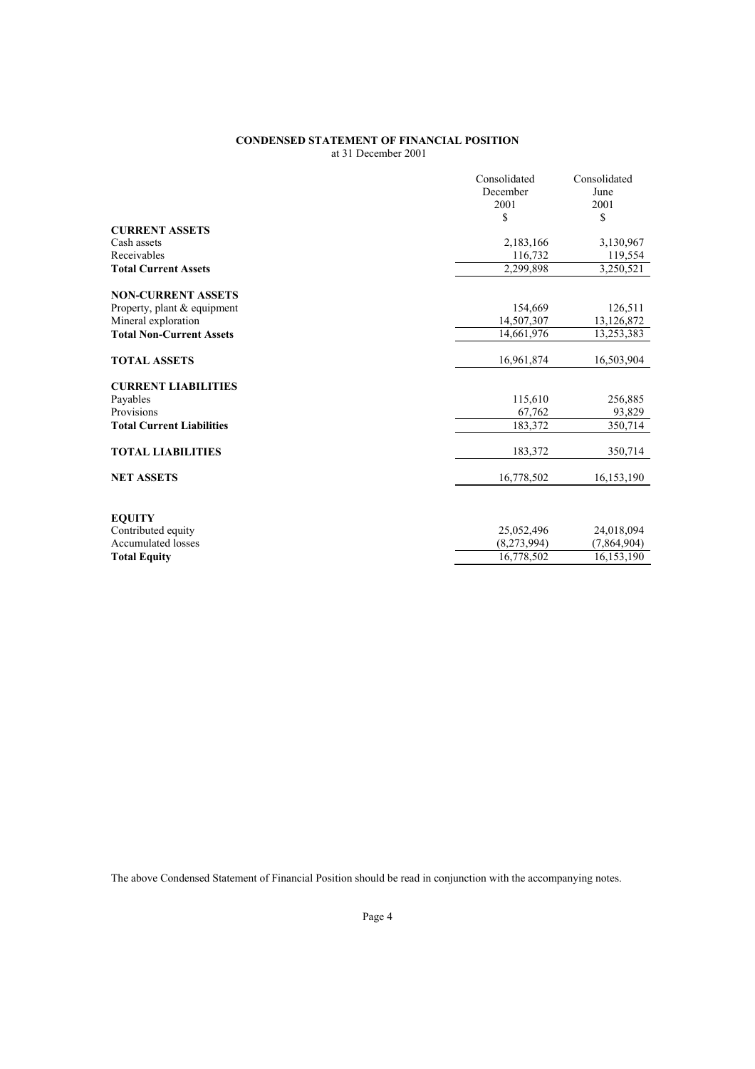**CONDENSED STATEMENT OF FINANCIAL POSITION**
at 31 December 2001

| | Consolidated December 2001 $ | Consolidated June 2001 $ |
|---|---|---|
| **CURRENT ASSETS** | | |
| Cash assets | 2,183,166 | 3,130,967 |
| Receivables | 116,732 | 119,554 |
| **Total Current Assets** | 2,299,898 | 3,250,521 |
| | | |
| **NON-CURRENT ASSETS** | | |
| Property, plant & equipment | 154,669 | 126,511 |
| Mineral exploration | 14,507,307 | 13,126,872 |
| **Total Non-Current Assets** | 14,661,976 | 13,253,383 |
| | | |
| **TOTAL ASSETS** | 16,961,874 | 16,503,904 |
| | | |
| **CURRENT LIABILITIES** | | |
| Payables | 115,610 | 256,885 |
| Provisions | 67,762 | 93,829 |
| **Total Current Liabilities** | 183,372 | 350,714 |
| | | |
| **TOTAL LIABILITIES** | 183,372 | 350,714 |
| | | |
| **NET ASSETS** | 16,778,502 | 16,153,190 |
| | | |
| **EQUITY** | | |
| Contributed equity | 25,052,496 | 24,018,094 |
| Accumulated losses | (8,273,994) | (7,864,904) |
| **Total Equity** | 16,778,502 | 16,153,190 |

The above Condensed Statement of Financial Position should be read in conjunction with the accompanying notes.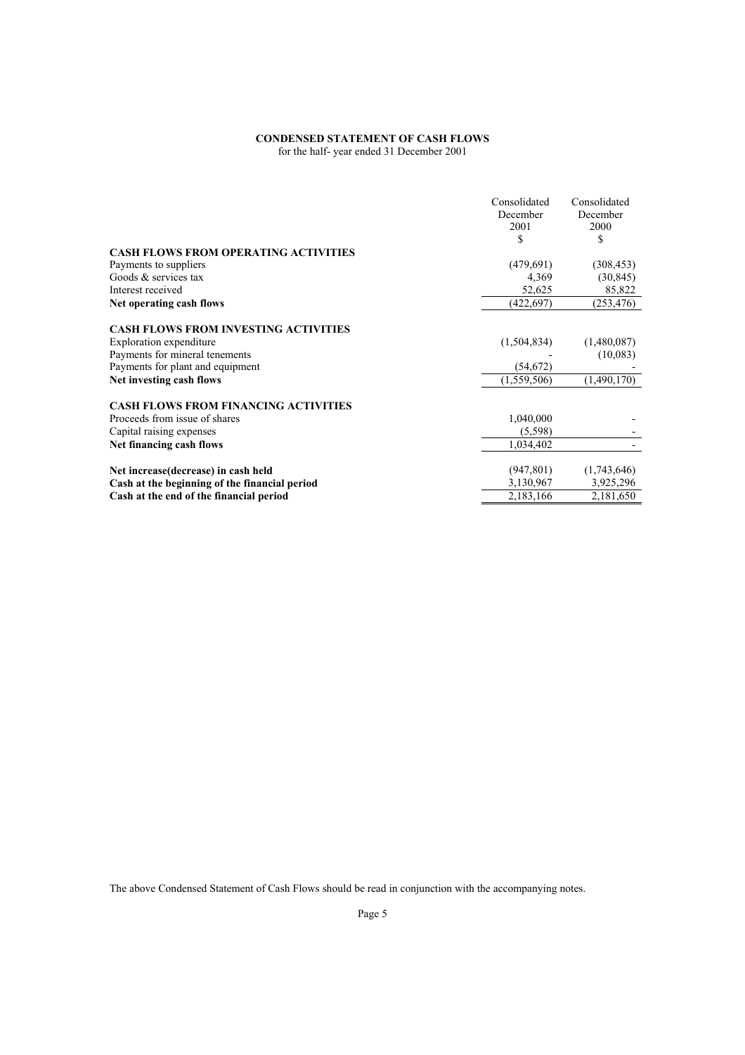**CONDENSED STATEMENT OF CASH FLOWS**
for the half- year ended 31 December 2001

| | Consolidated December 2001 $ | Consolidated December 2000 $ |
|---|---|---|
| **CASH FLOWS FROM OPERATING ACTIVITIES** | | |
| Payments to suppliers | (479,691) | (308,453) |
| Goods & services tax | 4,369 | (30,845) |
| Interest received | 52,625 | 85,822 |
| **Net operating cash flows** | (422,697) | (253,476) |
| | | |
| **CASH FLOWS FROM INVESTING ACTIVITIES** | | |
| Exploration expenditure | (1,504,834) | (1,480,087) |
| Payments for mineral tenements | - | (10,083) |
| Payments for plant and equipment | (54,672) | - |
| **Net investing cash flows** | (1,559,506) | (1,490,170) |
| | | |
| **CASH FLOWS FROM FINANCING ACTIVITIES** | | |
| Proceeds from issue of shares | 1,040,000 | - |
| Capital raising expenses | (5,598) | - |
| **Net financing cash flows** | 1,034,402 | - |
| | | |
| **Net increase(decrease) in cash held** | (947,801) | (1,743,646) |
| **Cash at the beginning of the financial period** | 3,130,967 | 3,925,296 |
| **Cash at the end of the financial period** | 2,183,166 | 2,181,650 |

The above Condensed Statement of Cash Flows should be read in conjunction with the accompanying notes.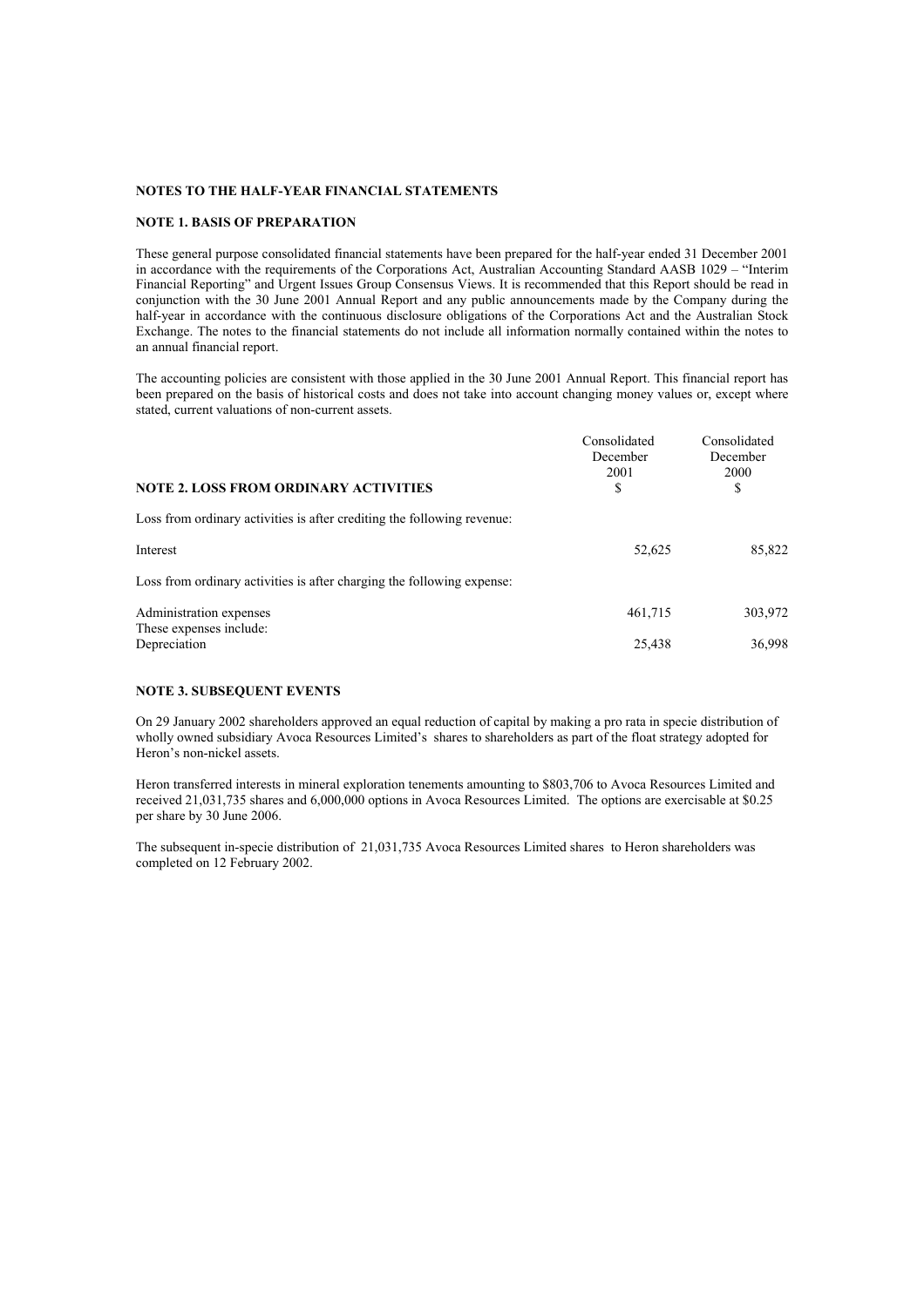## NOTES TO THE HALF-YEAR FINANCIAL STATEMENTS

### NOTE 1. BASIS OF PREPARATION

These general purpose consolidated financial statements have been prepared for the half-year ended 31 December 2001 in accordance with the requirements of the Corporations Act, Australian Accounting Standard AASB 1029 – "Interim Financial Reporting" and Urgent Issues Group Consensus Views. It is recommended that this Report should be read in conjunction with the 30 June 2001 Annual Report and any public announcements made by the Company during the half-year in accordance with the continuous disclosure obligations of the Corporations Act and the Australian Stock Exchange. The notes to the financial statements do not include all information normally contained within the notes to an annual financial report.

The accounting policies are consistent with those applied in the 30 June 2001 Annual Report. This financial report has been prepared on the basis of historical costs and does not take into account changing money values or, except where stated, current valuations of non-current assets.

| **NOTE 2. LOSS FROM ORDINARY ACTIVITIES** | Consolidated December 2001 $ | Consolidated December 2000 $ |
|---|---|---|
| Loss from ordinary activities is after crediting the following revenue: | | |
| Interest | 52,625 | 85,822 |
| Loss from ordinary activities is after charging the following expense: | | |
| Administration expenses | 461,715 | 303,972 |
| These expenses include: | | |
| Depreciation | 25,438 | 36,998 |

### NOTE 3. SUBSEQUENT EVENTS

On 29 January 2002 shareholders approved an equal reduction of capital by making a pro rata in specie distribution of wholly owned subsidiary Avoca Resources Limited's shares to shareholders as part of the float strategy adopted for Heron's non-nickel assets.

Heron transferred interests in mineral exploration tenements amounting to $803,706 to Avoca Resources Limited and received 21,031,735 shares and 6,000,000 options in Avoca Resources Limited. The options are exercisable at $0.25 per share by 30 June 2006.

The subsequent in-specie distribution of 21,031,735 Avoca Resources Limited shares to Heron shareholders was completed on 12 February 2002.